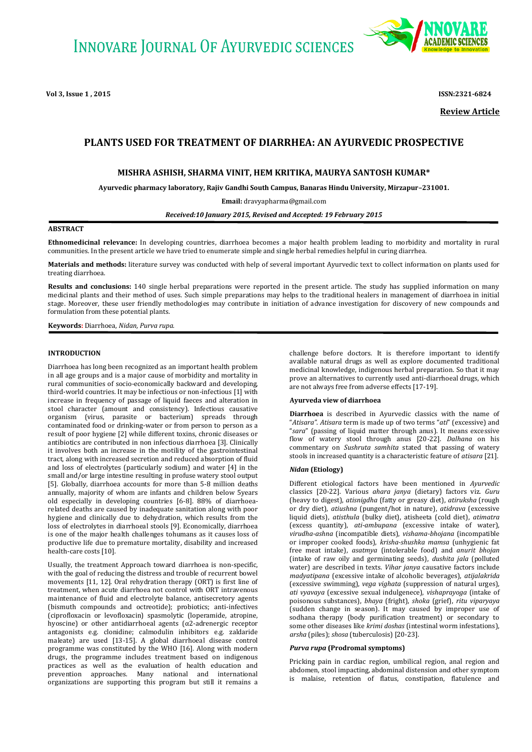Vol 3, Issue 1 , 2015 ISSN:2321-6824

**Review Article**

# PLANTS USED FOR TREATMENT OF DIARRHEA: AN AYURVEDIC PROSPECTIVE

**MISHRA ASHISH, SHARMA VINIT, HEM KRITIKA, MAURYA SANTOSH KUMAR***

**Ayurvedic pharmacy laboratory, Rajiv Gandhi South Campus, Banaras Hindu University, Mirzapur–231001.**

**Email:** dravyapharma@gmail.com

***Received:10 January 2015, Revised and Accepted: 19 February 2015***

## ABSTRACT

**Ethnomedicinal relevance:** In developing countries, diarrhoea becomes a major health problem leading to morbidity and mortality in rural communities. In the present article we have tried to enumerate simple and single herbal remedies helpful in curing diarrhea.

**Materials and methods:** literature survey was conducted with help of several important Ayurvedic text to collect information on plants used for treating diarrhoea.

**Results and conclusions:** 140 single herbal preparations were reported in the present article. The study has supplied information on many medicinal plants and their method of uses. Such simple preparations may helps to the traditional healers in management of diarrhoea in initial stage. Moreover, these user friendly methodologies may contribute in initiation of advance investigation for discovery of new compounds and formulation from these potential plants.

**Keywords:** Diarrhoea, *Nidan, Purva rupa.*

## INTRODUCTION

Diarrhoea has long been recognized as an important health problem in all age groups and is a major cause of morbidity and mortality in rural communities of socio-economically backward and developing, third-world countries. It may be infectious or non-infectious [1] with increase in frequency of passage of liquid faeces and alteration in stool character (amount and consistency). Infectious causative organism (virus, parasite or bacterium) spreads through contaminated food or drinking-water or from person to person as a result of poor hygiene [2] while different toxins, chronic diseases or antibiotics are contributed in non infectious diarrhoea [3]. Clinically it involves both an increase in the motility of the gastrointestinal tract, along with increased secretion and reduced absorption of fluid and loss of electrolytes (particularly sodium) and water [4] in the small and/or large intestine resulting in profuse watery stool output [5]. Globally, diarrhoea accounts for more than 5-8 million deaths annually, majority of whom are infants and children below 5years old especially in developing countries [6-8]. 88% of diarrhoea-related deaths are caused by inadequate sanitation along with poor hygiene and clinically due to dehydration, which results from the loss of electrolytes in diarrhoeal stools [9]. Economically, diarrhoea is one of the major health challenges tohumans as it causes loss of productive life due to premature mortality, disability and increased health-care costs [10].

Usually, the treatment Approach toward diarrhoea is non-specific, with the goal of reducing the distress and trouble of recurrent bowel movements [11, 12]. Oral rehydration therapy (ORT) is first line of treatment, when acute diarrhoea not control with ORT intravenous maintenance of fluid and electrolyte balance, antisecretory agents (bismuth compounds and octreotide); probiotics; anti-infectives (ciprofloxacin or levofloxacin) spasmolytic (loperamide, atropine, hyoscine) or other antidiarrhoeal agents ($\alpha$2-adrenergic receptor antagonists e.g. clonidine; calmodulin inhibitors e.g. zaldaride maleate) are used [13-15]. A global diarrhoeal disease control programme was constituted by the WHO [16]. Along with modern drugs, the programme includes treatment based on indigenous practices as well as the evaluation of health education and prevention approaches. Many national and international organizations are supporting this program but still it remains a challenge before doctors. It is therefore important to identify available natural drugs as well as explore documented traditional medicinal knowledge, indigenous herbal preparation. So that it may prove an alternatives to currently used anti-diarrhoeal drugs, which are not always free from adverse effects [17-19].

### Ayurveda view of diarrhoea

**Diarrhoea** is described in Ayurvedic classics with the name of "*Atisara*". *Atisara* term is made up of two terms "*ati*" (excessive) and "*sara*" (passing of liquid matter through anus). It means excessive flow of watery stool through anus [20-22]. *Dalhana* on his commentary on *Sushruta samhita* stated that passing of watery stools in increased quantity is a characteristic feature of *atisara* [21].

### *Nidan* (Etiology)

Different etiological factors have been mentioned in *Ayurvedic* classics [20-22]. Various *ahara janya* (dietary) factors viz. *Guru* (heavy to digest), *atisnigdha* (fatty or greasy diet), *atiruksha* (rough or dry diet), *atiushna* (pungent/hot in nature), *atidrava* (excessive liquid diets), *atisthula* (bulky diet), atisheeta (cold diet), *atimatra* (excess quantity), *ati-ambupana* (excessive intake of water), *virudha-ashna* (incompatible diets), *vishama-bhojana* (incompatible or improper cooked foods), *krisha-shushka mamsa* (unhygienic fat free meat intake), *asatmya* (intolerable food) and *anurit bhojan* (intake of raw oily and germinating seeds), *dushita jala* (polluted water) are described in texts. *Vihar janya* causative factors include *madyatipana* (excessive intake of alcoholic beverages), *atijalakrida* (excessive swimming), *vega vighata* (suppression of natural urges), *ati vyavaya* (excessive sexual indulgence), *vishaprayoga* (intake of poisonous substances), *bhaya* (fright), *shoka* (grief), *ritu viparyaya* (sudden change in season). It may caused by improper use of sodhana therapy (body purification treatment) or secondary to some other diseases like *krimi doshas* (intestinal worm infestations), *arsha* (piles); *shosa* (tuberculosis) [20-23].

### *Purva rupa* (Prodromal symptoms)

Pricking pain in cardiac region, umbilical region, anal region and abdomen, stool impacting, abdominal distension and other symptom is malaise, retention of flatus, constipation, flatulence and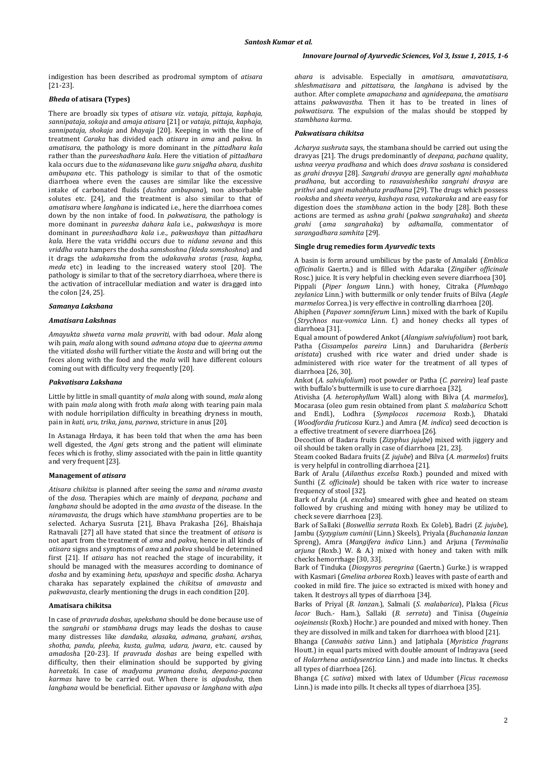indigestion has been described as prodromal symptom of *atisara* [21-23].

### *Bheda* of atisara (Types)

There are broadly six types of *atisara viz*. *vataja, pittaja, kaphaja, sannipataja, sokaja* and *amaja atisara* [21] or *vataja, pittaja, kaphaja, sannipataja, shokaja* and *bhayaja* [20]. Keeping in with the line of treatment *Caraka* has divided each *atisara* in *ama* and *pakva*. In *amatisara*, the pathology is more dominant in the *pittadhara kala* rather than the *pureeshadhara kala*. Here the vitiation of *pittadhara* kala occurs due to the *nidanasevana* like *guru snigdha ahara, dushita ambupana* etc. This pathology is similar to that of the osmotic diarrhoea where even the causes are similar like the excessive intake of carbonated fluids (*dushta ambupana*), non absorbable solutes etc. [24], and the treatment is also similar to that of *amatisara* where *langhana* is indicated i.e., here the diarrhoea comes down by the non intake of food. In *pakwatisara*, the pathology is more dominant in *pureesha dahara kala* i.e., *pakwashaya* is more dominant in *pureeshadhara kala* i.e., *pakwashaya* than *pittadhara kala*. Here the vata vriddhi occurs due to *nidana sevana* and this *vriddha vata* hampers the dosha *samshoshna (kleda somshoshna*) and it drags the *udakamsha* from the *udakavaha srotas* (*rasa, kapha, meda* etc) in leading to the increased watery stool [20]. The pathology is similar to that of the secretory diarrhoea, where there is the activation of intracellular mediation and water is dragged into the colon [24, 25].

### *Samanya Lakshana*

#### *Amatisara Lakshnas*

*Amayukta shweta varna mala pravriti*, with bad odour. *Mala* along wih pain, *mala* along with sound *admana atopa* due to *ajeerna amma* the vitiated *dosha* will further vitiate the *kosta* and will bring out the feces along with the food and the *mala* will have different colours coming out with difficulty very frequently [20].

#### *Pakvatisara Lakshana*

Little by little in small quantity of *mala* along with sound, *mala* along with pain *mala* along with froth *mala* along with tearing pain mala with nodule horripilation difficulty in breathing dryness in mouth, pain in *kati, uru, trika, janu, parswa*, stricture in anus [20].

In Astanaga Hrdaya, it has been told that when the *ama* has been well digested, the *Agni* gets strong and the patient will eliminate feces which is frothy, slimy associated with the pain in little quantity and very frequent [23].

### Management of *atisara*

*Atisara chikitsa* is planned after seeing the *sama* and *nirama avasta* of the *dosa*. Therapies which are mainly of *deepana, pachana* and *langhana* should be adopted in the *ama avasta* of the disease. In the *niramavasta*, the drugs which have *stambhana* properties are to be selected. Acharya Susruta [21], Bhava Prakasha [26], Bhaishaja Ratnavali [27] all have stated that since the treatment of *atisara* is not apart from the treatment of *ama* and *pakva*, hence in all kinds of *atisara* signs and symptoms of *ama* and *pakva* should be determined first [21]. If *atisara* has not reached the stage of incurability, it should be managed with the measures according to dominance of *dosha* and by examining *hetu, upashaya* and specific *dosha*. Acharya charaka has separately explained the *chikitsa* of *amavasta* and *pakwavasta*, clearly mentioning the drugs in each condition [20].

### Amatisara chikitsa

In case of *pravruda doshas*, *upekshana* should be done because use of the *sangrahi* or *stambhana* drugs may leads the doshas to cause many distresses like *dandaka, alasaka, admana, grahani, arshas, shotha, pandu, pleeha, kusta, gulma, udara, jwara*, etc. caused by *amadosh*a [20-23]. If *pravruda doshas* are being expelled with difficulty, then their elimination should be supported by giving *hareetaki*. In case of *madyama pramana dosha, deepana-pacana karmas* have to be carried out. When there is *alpadosha*, then *langhana* would be beneficial. Either *upavasa* or *langhana* with *alpa ahara* is advisable. Especially in *amatisara*, *amavatatisara*, *shleshmatisara* and *pittatisara*, the *langhana* is advised by the author. After complete *amapachana* and *agnideepana*, the *amatisara* attains *pakwavastha*. Then it has to be treated in lines of *pakwatisara*. The expulsion of the malas should be stopped by *stambhana karma*.

#### *Pakwatisara chikitsa*

*Acharya sushruta* says, the stambana should be carried out using the dravyas [21]. The drugs predominantly of *deepana*, *pachana* quality, *ushna veerya pradhana* and which does *drava soshana* is considered as *grahi dravya* [28]. *Sangrahi dravya* are generally *agni mahabhuta pradhana*, but according to *rasavaisheshika sangrahi dravya* are *prithvi* and *agni mahabhuta pradhana* [29]. The drugs which possess *rooksha* and *sheeta veerya, kashaya rasa, vatakaraka* and are easy for digestion does the *stambhana* action in the body [28]. Both these actions are termed as *ushna grahi* (*pakwa sangrahaka*) and *sheeta grahi* (*ama sangrahaka*) by *adhamalla*, commentator of *sarangadhara samhita* [29].

### Single drug remedies form *Ayurvedic* texts

A basin is form around umbilicus by the paste of Amalaki (*Emblica officinalis* Gaertn.) and is filled with Adaraka (*Zingiber officinale* Rosc.) juice. It is very helpful in checking even severe diarrhoea [30].

Pippali (*Piper longum* Linn.) with honey, Citraka (*Plumbago zeylanica* Linn.) with buttermilk or only tender fruits of Bilva (*Aegle marmelos* Correa.) is very effective in controlling diarrhoea [20].

Ahiphen (*Papaver somniferum* Linn.) mixed with the bark of Kupilu (*Strychnos nux-vomica* Linn. f.) and honey checks all types of diarrhoea [31].

Equal amount of powdered Ankot (*Alangium salviufolium*) root bark, Patha (*Cissampelos pareira* Linn.) and Daruharidra (*Berberis aristata*) crushed with rice water and dried under shade is administered with rice water for the treatment of all types of diarrhoea [26, 30].

Ankot (*A. salviufolium*) root powder or Patha (*C. pareira*) leaf paste with buffalo's buttermilk is use to cure diarrhoea [32].

Ativisha (*A. heterophyllum* Wall.) along with Bilva (*A. marmelos*), Mocarasa (oleo gum resin obtained from plant *S. malabarica* Schott and Endl.), Lodhra (*Symplocos racemosa* Roxb.), Dhataki (*Woodfordia fruticosa* Kurz.) and Amra (*M. indica*) seed decoction is a effective treatment of severe diarrhoea [26].

Decoction of Badara fruits (*Zizyphus jujube*) mixed with jiggery and oil should be taken orally in case of diarrhoea [21, 23].

Steam cooked Badara fruits (*Z. jujube*) and Bilva (*A. marmelos*) fruits is very helpful in controlling diarrhoea [21].

Bark of Aralu (*Ailanthus excelsa* Roxb.) pounded and mixed with Sunthi (*Z. officinale*) should be taken with rice water to increase frequency of stool [32].

Bark of Aralu (*A. excelsa*) smeared with ghee and heated on steam followed by crushing and mixing with honey may be utilized to check severe diarrhoea [23].

Bark of Sallaki (*Boswellia serrata* Roxb. Ex Coleb), Badri (*Z. jujube*), Jambu (*Syzygium cuminii* (Linn.) Skeels), Priyala (*Buchanania lanzan* Spreng), Amra (*Mangifera indica* Linn.) and Arjuna (*Terminalia arjuna* (Roxb.) W. & A.) mixed with honey and taken with milk checks hemorrhage [30, 33].

Bark of Tinduka (*Diospyros peregrina* (Gaertn.) Gurke.) is wrapped with Kasmari (*Gmelina arborea* Roxb.) leaves with paste of earth and cooked in mild fire. The juice so extracted is mixed with honey and taken. It destroys all types of diarrhoea [34].

Barks of Priyal (*B. lanzan*.), Salmali (*S. malabarica*), Plaksa (*Ficus lacor* Buch.- Ham.), Sallaki (*B. serrata*) and Tinisa (*Ougeinia oojeinensis* (Roxb.) Hochr.) are pounded and mixed with honey. Then they are dissolved in milk and taken for diarrhoea with blood [21].

Bhanga (*Cannabis sativa* Linn.) and Jatiphala (*Myristica fragrans* Houtt.) in equal parts mixed with double amount of Indrayava (seed of *Holarrhena antidysentrica* Linn.) and made into linctus. It checks all types of diarrhoea [26].

Bhanga (*C. sativa*) mixed with latex of Udumber (*Ficus racemosa* Linn.) is made into pills. It checks all types of diarrhoea [35].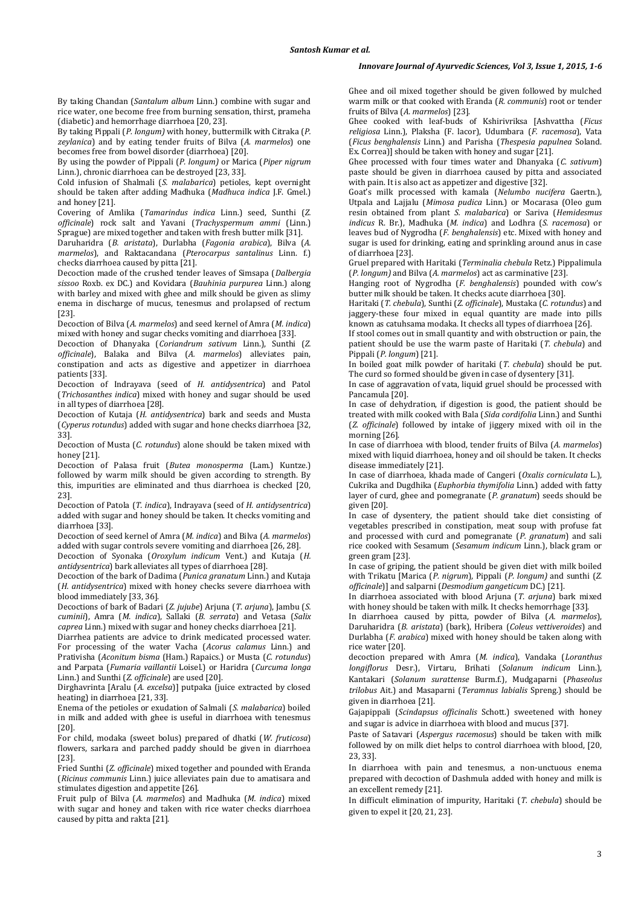By taking Chandan (*Santalum album* Linn.) combine with sugar and rice water, one become free from burning sensation, thirst, prameha (diabetic) and hemorrhage diarrhoea [20, 23].

By taking Pippali (*P. longum)* with honey, buttermilk with Citraka (*P. zeylanica*) and by eating tender fruits of Bilva (*A. marmelos*) one becomes free from bowel disorder (diarrhoea) [20].

By using the powder of Pippali (*P. longum)* or Marica (*Piper nigrum* Linn.), chronic diarrhoea can be destroyed [23, 33].

Cold infusion of Shalmali (*S. malabarica*) petioles, kept overnight should be taken after adding Madhuka (*Madhuca indica* J.F. Gmel.) and honey [21].

Covering of Amlika (*Tamarindus indica* Linn.) seed, Sunthi (*Z. officinale*) rock salt and Yavani (*Trachyspermum ammi* (Linn.) Sprague) are mixed together and taken with fresh butter milk [31].

Daruharidra (*B. aristata*), Durlabha (*Fagonia arabica*), Bilva (*A. marmelos*), and Raktacandana (*Pterocarpus santalinus* Linn. f.) checks diarrhoea caused by pitta [21].

Decoction made of the crushed tender leaves of Simsapa (*Dalbergia sissoo* Roxb. ex DC.) and Kovidara (*Bauhinia purpurea* Linn.) along with barley and mixed with ghee and milk should be given as slimy enema in discharge of mucus, tenesmus and prolapsed of rectum [23].

Decoction of Bilva (*A. marmelos*) and seed kernel of Amra (*M. indica*) mixed with honey and sugar checks vomiting and diarrhoea [33].

Decoction of Dhanyaka (*Coriandrum sativum* Linn.), Sunthi (*Z. officinale*), Balaka and Bilva (*A. marmelos*) alleviates pain, constipation and acts as digestive and appetizer in diarrhoea patients [33].

Decoction of Indrayava (seed of *H. antidysentrica*) and Patol (*Trichosanthes indica*) mixed with honey and sugar should be used in all types of diarrhoea [28].

Decoction of Kutaja (*H. antidysentrica*) bark and seeds and Musta (*Cyperus rotundus*) added with sugar and hone checks diarrhoea [32, 33].

Decoction of Musta (*C. rotundus*) alone should be taken mixed with honey [21].

Decoction of Palasa fruit (*Butea monosperma* (Lam.) Kuntze.) followed by warm milk should be given according to strength. By this, impurities are eliminated and thus diarrhoea is checked [20, 23].

Decoction of Patola (*T. indica*), Indrayava (seed of *H. antidysentrica*) added with sugar and honey should be taken. It checks vomiting and diarrhoea [33].

Decoction of seed kernel of Amra (*M. indica*) and Bilva (*A. marmelos*) added with sugar controls severe vomiting and diarrhoea [26, 28].

Decoction of Syonaka (*Oroxylum indicum* Vent.) and Kutaja (*H. antidysentrica*) bark alleviates all types of diarrhoea [28].

Decoction of the bark of Dadima (*Punica granatum* Linn.) and Kutaja (*H. antidysentrica*) mixed with honey checks severe diarrhoea with blood immediately [33, 36].

Decoctions of bark of Badari (*Z. jujube*) Arjuna (*T. arjuna*), Jambu (*S. cuminii*), Amra (*M. indica*), Sallaki (*B. serrata*) and Vetasa (*Salix caprea* Linn.) mixed with sugar and honey checks diarrhoea [21].

Diarrhea patients are advice to drink medicated processed water. For processing of the water Vacha (*Acorus calamus* Linn.) and Prativisha (*Aconitum bisma* (Ham.) Rapaics.) or Musta (*C. rotundus*) and Parpata (*Fumaria vaillantii* Loisel.) or Haridra (*Curcuma longa* Linn.) and Sunthi (*Z. officinale*) are used [20].

Dirghavrinta [Aralu (*A. excelsa*)] putpaka (juice extracted by closed heating) in diarrhoea [21, 33].

Enema of the petioles or exudation of Salmali (*S. malabarica*) boiled in milk and added with ghee is useful in diarrhoea with tenesmus [20].

For child, modaka (sweet bolus) prepared of dhatki (*W. fruticosa*) flowers, sarkara and parched paddy should be given in diarrhoea [23].

Fried Sunthi (*Z. officinale*) mixed together and pounded with Eranda (*Ricinus communis* Linn.) juice alleviates pain due to amatisara and stimulates digestion and appetite [26].

Fruit pulp of Bilva (*A. marmelos*) and Madhuka (*M. indica*) mixed with sugar and honey and taken with rice water checks diarrhoea caused by pitta and rakta [21].

Ghee and oil mixed together should be given followed by mulched warm milk or that cooked with Eranda (*R. communis*) root or tender fruits of Bilva (*A. marmelos*) [23].

Ghee cooked with leaf-buds of Kshirivriksa [Ashvattha (*Ficus religiosa* Linn.), Plaksha (F. lacor), Udumbara (*F. racemosa*), Vata (*Ficus benghalensis* Linn.) and Parisha (*Thespesia papulnea* Soland. Ex. Correa)] should be taken with honey and sugar [21].

Ghee processed with four times water and Dhanyaka (*C. sativum*) paste should be given in diarrhoea caused by pitta and associated with pain. It is also act as appetizer and digestive [32].

Goat's milk processed with kamala (*Nelumbo nucifera* Gaertn.), Utpala and Lajjalu (*Mimosa pudica* Linn.) or Mocarasa (Oleo gum resin obtained from plant *S. malabarica*) or Sariva (*Hemidesmus indicus* R. Br.), Madhuka (*M. indica*) and Lodhra (*S. racemosa*) or leaves bud of Nygrodha (*F. benghalensis*) etc. Mixed with honey and sugar is used for drinking, eating and sprinkling around anus in case of diarrhoea [23].

Gruel prepared with Haritaki (*Terminalia chebula* Retz.) Pippalimula (*P. longum)* and Bilva (*A. marmelos*) act as carminative [23].

Hanging root of Nygrodha (*F. benghalensis*) pounded with cow's butter milk should be taken. It checks acute diarrhoea [30].

Haritaki (*T. chebula*), Sunthi (*Z. officinale*), Mustaka (*C. rotundus*) and jaggery-these four mixed in equal quantity are made into pills known as catuhsama modaka. It checks all types of diarrhoea [26].

If stool comes out in small quantity and with obstruction or pain, the patient should be use the warm paste of Haritaki (*T. chebula*) and Pippali (*P. longum*) [21].

In boiled goat milk powder of haritaki (*T. chebula*) should be put. The curd so formed should be given in case of dysentery [31].

In case of aggravation of vata, liquid gruel should be processed with Pancamula [20].

In case of dehydration, if digestion is good, the patient should be treated with milk cooked with Bala (*Sida cordifolia* Linn.) and Sunthi (*Z. officinale*) followed by intake of jiggery mixed with oil in the morning [26].

In case of diarrhoea with blood, tender fruits of Bilva (*A. marmelos*) mixed with liquid diarrhoea, honey and oil should be taken. It checks disease immediately [21].

In case of diarrhoea, khada made of Cangeri (*Oxalis corniculata* L.), Cukrika and Dugdhika (*Euphorbia thymifolia* Linn.) added with fatty layer of curd, ghee and pomegranate (*P. granatum*) seeds should be given [20].

In case of dysentery, the patient should take diet consisting of vegetables prescribed in constipation, meat soup with profuse fat and processed with curd and pomegranate (*P. granatum*) and sali rice cooked with Sesamum (*Sesamum indicum* Linn.), black gram or green gram [23].

In case of griping, the patient should be given diet with milk boiled with Trikatu [Marica (*P. nigrum*), Pippali (*P. longum)* and sunthi (*Z. officinale*)] and salparni (*Desmodium gangeticum* DC.) [21].

In diarrhoea associated with blood Arjuna (*T. arjuna*) bark mixed with honey should be taken with milk. It checks hemorrhage [33].

In diarrhoea caused by pitta, powder of Bilva (*A. marmelos*), Daruharidra (*B. aristata*) (bark), Hribera (*Coleus vettiveroides*) and Durlabha (*F. arabica*) mixed with honey should be taken along with rice water [20].

decoction prepared with Amra (*M. indica*), Vandaka (*Loranthus longiflorus* Desr.), Virtaru, Brihati (*Solanum indicum* Linn.), Kantakari (*Solanum surattense* Burm.f.), Mudgaparni (*Phaseolus trilobus* Ait.) and Masaparni (*Teramnus labialis* Spreng.) should be given in diarrhoea [21].

Gajapippali (*Scindapsus officinalis* Schott.) sweetened with honey and sugar is advice in diarrhoea with blood and mucus [37].

Paste of Satavari (*Aspergus racemosus*) should be taken with milk followed by on milk diet helps to control diarrhoea with blood, [20, 23, 33].

In diarrhoea with pain and tenesmus, a non-unctuous enema prepared with decoction of Dashmula added with honey and milk is an excellent remedy [21].

In difficult elimination of impurity, Haritaki (*T. chebula*) should be given to expel it [20, 21, 23].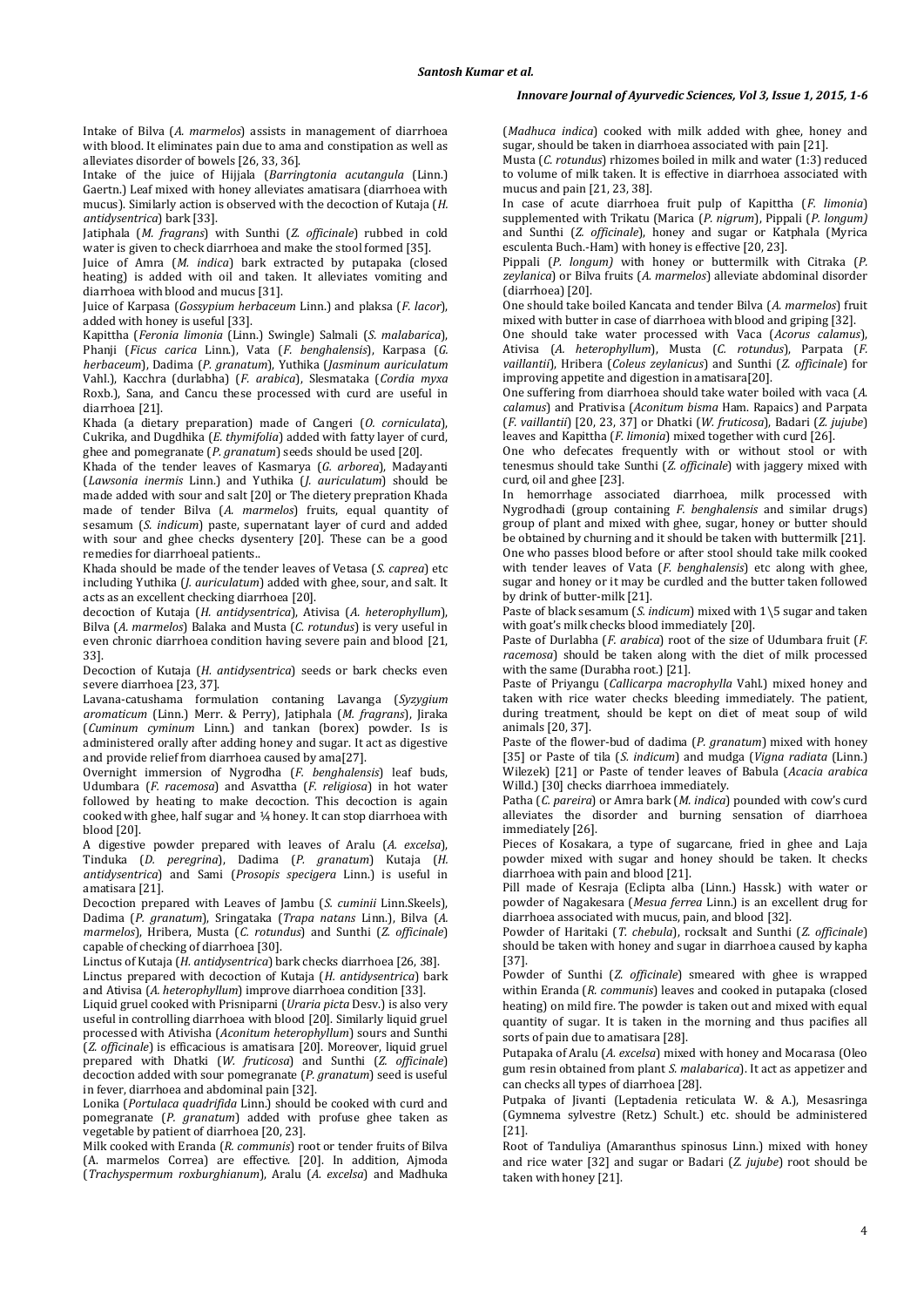Intake of Bilva (*A. marmelos*) assists in management of diarrhoea with blood. It eliminates pain due to ama and constipation as well as alleviates disorder of bowels [26, 33, 36].

Intake of the juice of Hijjala (*Barringtonia acutangula* (Linn.) Gaertn.) Leaf mixed with honey alleviates amatisara (diarrhoea with mucus). Similarly action is observed with the decoction of Kutaja (*H. antidysentrica*) bark [33].

Jatiphala (*M. fragrans*) with Sunthi (*Z. officinale*) rubbed in cold water is given to check diarrhoea and make the stool formed [35].

Juice of Amra (*M. indica*) bark extracted by putapaka (closed heating) is added with oil and taken. It alleviates vomiting and diarrhoea with blood and mucus [31].

Juice of Karpasa (*Gossypium herbaceum* Linn.) and plaksa (*F. lacor*), added with honey is useful [33].

Kapittha (*Feronia limonia* (Linn.) Swingle) Salmali (*S. malabarica*), Phanji (*Ficus carica* Linn.), Vata (*F. benghalensis*), Karpasa (*G. herbaceum*), Dadima (*P. granatum*), Yuthika (*Jasminum auriculatum* Vahl.), Kacchra (durlabha) (*F. arabica*), Slesmataka (*Cordia myxa* Roxb.), Sana, and Cancu these processed with curd are useful in diarrhoea [21].

Khada (a dietary preparation) made of Cangeri (*O. corniculata*), Cukrika, and Dugdhika (*E. thymifolia*) added with fatty layer of curd, ghee and pomegranate (*P. granatum*) seeds should be used [20].

Khada of the tender leaves of Kasmarya (*G. arborea*), Madayanti (*Lawsonia inermis* Linn.) and Yuthika (*J. auriculatum*) should be made added with sour and salt [20] or The dietery prepration Khada made of tender Bilva (*A. marmelos*) fruits, equal quantity of sesamum (*S. indicum*) paste, supernatant layer of curd and added with sour and ghee checks dysentery [20]. These can be a good remedies for diarrhoeal patients..

Khada should be made of the tender leaves of Vetasa (*S. caprea*) etc including Yuthika (*J. auriculatum*) added with ghee, sour, and salt. It acts as an excellent checking diarrhoea [20].

decoction of Kutaja (*H. antidysentrica*), Ativisa (*A. heterophyllum*), Bilva (*A. marmelos*) Balaka and Musta (*C. rotundus*) is very useful in even chronic diarrhoea condition having severe pain and blood [21, 33].

Decoction of Kutaja (*H. antidysentrica*) seeds or bark checks even severe diarrhoea [23, 37].

Lavana-catushama formulation contaning Lavanga (*Syzygium aromaticum* (Linn.) Merr. & Perry), Jatiphala (*M. fragrans*), Jiraka (*Cuminum cyminum* Linn.) and tankan (borex) powder. Is is administered orally after adding honey and sugar. It act as digestive and provide relief from diarrhoea caused by ama[27].

Overnight immersion of Nygrodha (*F. benghalensis*) leaf buds, Udumbara (*F. racemosa*) and Asvattha (*F. religiosa*) in hot water followed by heating to make decoction. This decoction is again cooked with ghee, half sugar and ¼ honey. It can stop diarrhoea with blood [20].

A digestive powder prepared with leaves of Aralu (*A. excelsa*), Tinduka (*D. peregrina*), Dadima (*P. granatum*) Kutaja (*H. antidysentrica*) and Sami (*Prosopis specigera* Linn.) is useful in amatisara [21].

Decoction prepared with Leaves of Jambu (*S. cuminii* Linn.Skeels), Dadima (*P. granatum*), Sringataka (*Trapa natans* Linn.), Bilva (*A. marmelos*), Hribera, Musta (*C. rotundus*) and Sunthi (*Z. officinale*) capable of checking of diarrhoea [30].

Linctus of Kutaja (*H. antidysentrica*) bark checks diarrhoea [26, 38].

Linctus prepared with decoction of Kutaja (*H. antidysentrica*) bark and Ativisa (*A. heterophyllum*) improve diarrhoea condition [33].

Liquid gruel cooked with Prisniparni (*Uraria picta* Desv.) is also very useful in controlling diarrhoea with blood [20]. Similarly liquid gruel processed with Ativisha (*Aconitum heterophyllum*) sours and Sunthi (*Z. officinale*) is efficacious is amatisara [20]. Moreover, liquid gruel prepared with Dhatki (*W. fruticosa*) and Sunthi (*Z. officinale*) decoction added with sour pomegranate (*P. granatum*) seed is useful in fever, diarrhoea and abdominal pain [32].

Lonika (*Portulaca quadrifida* Linn.) should be cooked with curd and pomegranate (*P. granatum*) added with profuse ghee taken as vegetable by patient of diarrhoea [20, 23].

Milk cooked with Eranda (*R. communis*) root or tender fruits of Bilva (A. marmelos Correa) are effective. [20]. In addition, Ajmoda (*Trachyspermum roxburghianum*), Aralu (*A. excelsa*) and Madhuka (*Madhuca indica*) cooked with milk added with ghee, honey and sugar, should be taken in diarrhoea associated with pain [21].

Musta (*C. rotundus*) rhizomes boiled in milk and water (1:3) reduced to volume of milk taken. It is effective in diarrhoea associated with mucus and pain [21, 23, 38].

In case of acute diarrhoea fruit pulp of Kapittha (*F. limonia*) supplemented with Trikatu (Marica (*P. nigrum*), Pippali (*P. longum)* and Sunthi (*Z. officinale*), honey and sugar or Katphala (Myrica esculenta Buch.-Ham) with honey is effective [20, 23].

Pippali (*P. longum)* with honey or buttermilk with Citraka (*P. zeylanica*) or Bilva fruits (*A. marmelos*) alleviate abdominal disorder (diarrhoea) [20].

One should take boiled Kancata and tender Bilva (*A. marmelos*) fruit mixed with butter in case of diarrhoea with blood and griping [32].

One should take water processed with Vaca (*Acorus calamus*), Ativisa (*A. heterophyllum*), Musta (*C. rotundus*), Parpata (*F. vaillantii*), Hribera (*Coleus zeylanicus*) and Sunthi (*Z. officinale*) for improving appetite and digestion in amatisara[20].

One suffering from diarrhoea should take water boiled with vaca (*A. calamus*) and Prativisa (*Aconitum bisma* Ham. Rapaics) and Parpata (*F. vaillantii*) [20, 23, 37] or Dhatki (*W. fruticosa*), Badari (*Z. jujube*) leaves and Kapittha (*F. limonia*) mixed together with curd [26].

One who defecates frequently with or without stool or with tenesmus should take Sunthi (*Z. officinale*) with jaggery mixed with curd, oil and ghee [23].

In hemorrhage associated diarrhoea, milk processed with Nygrodhadi (group containing *F. benghalensis* and similar drugs) group of plant and mixed with ghee, sugar, honey or butter should be obtained by churning and it should be taken with buttermilk [21].

One who passes blood before or after stool should take milk cooked with tender leaves of Vata (*F. benghalensis*) etc along with ghee, sugar and honey or it may be curdled and the butter taken followed by drink of butter-milk [21].

Paste of black sesamum (*S. indicum*) mixed with 1\5 sugar and taken with goat's milk checks blood immediately [20].

Paste of Durlabha (*F. arabica*) root of the size of Udumbara fruit (*F. racemosa*) should be taken along with the diet of milk processed with the same (Durabha root.) [21].

Paste of Priyangu (*Callicarpa macrophylla* Vahl.) mixed honey and taken with rice water checks bleeding immediately. The patient, during treatment, should be kept on diet of meat soup of wild animals [20, 37].

Paste of the flower-bud of dadima (*P. granatum*) mixed with honey [35] or Paste of tila (*S. indicum*) and mudga (*Vigna radiata* (Linn.) Wilezek) [21] or Paste of tender leaves of Babula (*Acacia arabica* Willd.) [30] checks diarrhoea immediately.

Patha (*C. pareira*) or Amra bark (*M. indica*) pounded with cow's curd alleviates the disorder and burning sensation of diarrhoea immediately [26].

Pieces of Kosakara, a type of sugarcane, fried in ghee and Laja powder mixed with sugar and honey should be taken. It checks diarrhoea with pain and blood [21].

Pill made of Kesraja (Eclipta alba (Linn.) Hassk.) with water or powder of Nagakesara (*Mesua ferrea* Linn.) is an excellent drug for diarrhoea associated with mucus, pain, and blood [32].

Powder of Haritaki (*T. chebula*), rocksalt and Sunthi (*Z. officinale*) should be taken with honey and sugar in diarrhoea caused by kapha [37].

Powder of Sunthi (*Z. officinale*) smeared with ghee is wrapped within Eranda (*R. communis*) leaves and cooked in putapaka (closed heating) on mild fire. The powder is taken out and mixed with equal quantity of sugar. It is taken in the morning and thus pacifies all sorts of pain due to amatisara [28].

Putapaka of Aralu (*A. excelsa*) mixed with honey and Mocarasa (Oleo gum resin obtained from plant *S. malabarica*). It act as appetizer and can checks all types of diarrhoea [28].

Putpaka of Jivanti (Leptadenia reticulata W. & A.), Mesasringa (Gymnema sylvestre (Retz.) Schult.) etc. should be administered [21].

Root of Tanduliya (Amaranthus spinosus Linn.) mixed with honey and rice water [32] and sugar or Badari (*Z. jujube*) root should be taken with honey [21].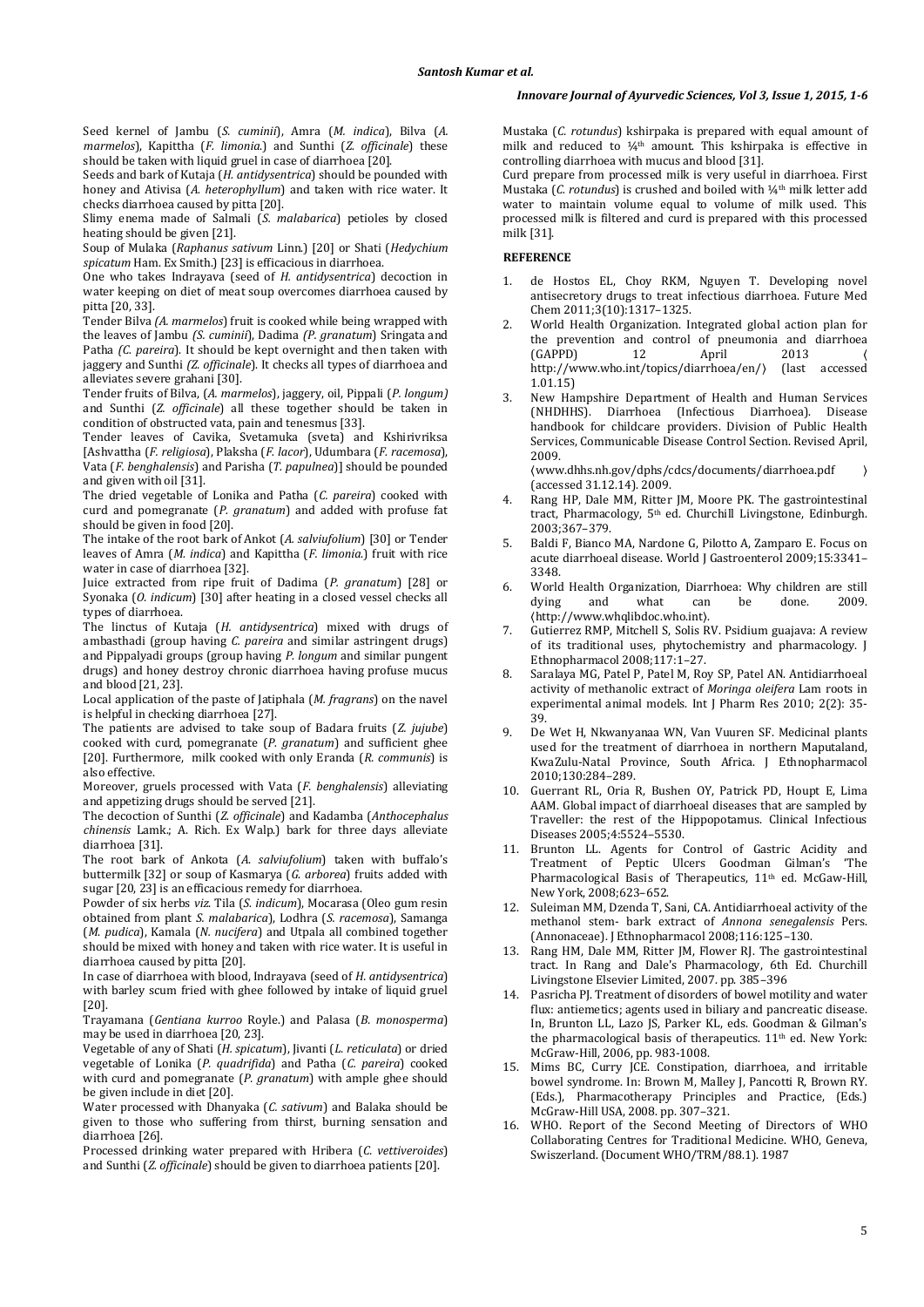Seed kernel of Jambu (*S. cuminii*), Amra (*M. indica*), Bilva (*A. marmelos*), Kapittha (*F. limonia*.) and Sunthi (*Z. officinale*) these should be taken with liquid gruel in case of diarrhoea [20].

Seeds and bark of Kutaja (*H. antidysentrica*) should be pounded with honey and Ativisa (*A. heterophyllum*) and taken with rice water. It checks diarrhoea caused by pitta [20].

Slimy enema made of Salmali (*S. malabarica*) petioles by closed heating should be given [21].

Soup of Mulaka (*Raphanus sativum* Linn.) [20] or Shati (*Hedychium spicatum* Ham. Ex Smith.) [23] is efficacious in diarrhoea.

One who takes Indrayava (seed of *H. antidysentrica*) decoction in water keeping on diet of meat soup overcomes diarrhoea caused by pitta [20, 33].

Tender Bilva *(A. marmelos*) fruit is cooked while being wrapped with the leaves of Jambu *(S. cuminii*), Dadima *(P. granatum*) Sringata and Patha *(C. pareira*). It should be kept overnight and then taken with jaggery and Sunthi *(Z. officinale*). It checks all types of diarrhoea and alleviates severe grahani [30].

Tender fruits of Bilva, (*A. marmelos*), jaggery, oil, Pippali (*P. longum)* and Sunthi (*Z. officinale*) all these together should be taken in condition of obstructed vata, pain and tenesmus [33].

Tender leaves of Cavika, Svetamuka (sveta) and Kshirivriksa [Ashvattha (*F. religiosa*), Plaksha (*F. lacor*), Udumbara (*F. racemosa*), Vata (*F. benghalensis*) and Parisha (*T. papulnea*)] should be pounded and given with oil [31].

The dried vegetable of Lonika and Patha (*C. pareira*) cooked with curd and pomegranate (*P. granatum*) and added with profuse fat should be given in food [20].

The intake of the root bark of Ankot (*A. salviufolium*) [30] or Tender leaves of Amra (*M. indica*) and Kapittha (*F. limonia*.) fruit with rice water in case of diarrhoea [32].

Juice extracted from ripe fruit of Dadima (*P. granatum*) [28] or Syonaka (*O. indicum*) [30] after heating in a closed vessel checks all types of diarrhoea.

The linctus of Kutaja (*H. antidysentrica*) mixed with drugs of ambasthadi (group having *C. pareira* and similar astringent drugs) and Pippalyadi groups (group having *P. longum* and similar pungent drugs) and honey destroy chronic diarrhoea having profuse mucus and blood [21, 23].

Local application of the paste of Jatiphala (*M. fragrans*) on the navel is helpful in checking diarrhoea [27].

The patients are advised to take soup of Badara fruits (*Z. jujube*) cooked with curd, pomegranate (*P. granatum*) and sufficient ghee [20]. Furthermore, milk cooked with only Eranda (*R. communis*) is also effective.

Moreover, gruels processed with Vata (*F. benghalensis*) alleviating and appetizing drugs should be served [21].

The decoction of Sunthi (*Z. officinale*) and Kadamba (*Anthocephalus chinensis* Lamk.; A. Rich. Ex Walp.) bark for three days alleviate diarrhoea [31].

The root bark of Ankota (*A. salviufolium*) taken with buffalo's buttermilk [32] or soup of Kasmarya (*G. arborea*) fruits added with sugar [20, 23] is an efficacious remedy for diarrhoea.

Powder of six herbs *viz.* Tila (*S. indicum*), Mocarasa (Oleo gum resin obtained from plant *S. malabarica*), Lodhra (*S. racemosa*), Samanga (*M. pudica*), Kamala (*N. nucifera*) and Utpala all combined together should be mixed with honey and taken with rice water. It is useful in diarrhoea caused by pitta [20].

In case of diarrhoea with blood, Indrayava (seed of *H. antidysentrica*) with barley scum fried with ghee followed by intake of liquid gruel [20].

Trayamana (*Gentiana kurroo* Royle.) and Palasa (*B. monosperma*) may be used in diarrhoea [20, 23].

Vegetable of any of Shati (*H. spicatum*), Jivanti (*L. reticulata*) or dried vegetable of Lonika (*P. quadrifida*) and Patha (*C. pareira*) cooked with curd and pomegranate (*P. granatum*) with ample ghee should be given include in diet [20].

Water processed with Dhanyaka (*C. sativum*) and Balaka should be given to those who suffering from thirst, burning sensation and diarrhoea [26].

Processed drinking water prepared with Hribera (*C. vettiveroides*) and Sunthi (*Z. officinale*) should be given to diarrhoea patients [20].

Mustaka (*C. rotundus*) kshirpaka is prepared with equal amount of milk and reduced to ¼th amount. This kshirpaka is effective in controlling diarrhoea with mucus and blood [31].

Curd prepare from processed milk is very useful in diarrhoea. First Mustaka (*C. rotundus*) is crushed and boiled with ¼th milk letter add water to maintain volume equal to volume of milk used. This processed milk is filtered and curd is prepared with this processed milk [31].

## REFERENCE

1. de Hostos EL, Choy RKM, Nguyen T. Developing novel antisecretory drugs to treat infectious diarrhoea. Future Med Chem 2011;3(10):1317–1325.
2. World Health Organization. Integrated global action plan for the prevention and control of pneumonia and diarrhoea (GAPPD) 12 April 2013 ⟨ http://www.who.int/topics/diarrhoea/en/⟩ (last accessed 1.01.15)
3. New Hampshire Department of Health and Human Services (NHDHHS). Diarrhoea (Infectious Diarrhoea). Disease handbook for childcare providers. Division of Public Health Services, Communicable Disease Control Section. Revised April, 2009. ⟨www.dhhs.nh.gov/dphs/cdcs/documents/diarrhoea.pdf ⟩ (accessed 31.12.14). 2009.
4. Rang HP, Dale MM, Ritter JM, Moore PK. The gastrointestinal tract, Pharmacology, 5th ed. Churchill Livingstone, Edinburgh. 2003;367–379.
5. Baldi F, Bianco MA, Nardone G, Pilotto A, Zamparo E. Focus on acute diarrhoeal disease. World J Gastroenterol 2009;15:3341–3348.
6. World Health Organization, Diarrhoea: Why children are still dying and what can be done. 2009. ⟨http://www.whqlibdoc.who.int⟩.
7. Gutierrez RMP, Mitchell S, Solis RV. Psidium guajava: A review of its traditional uses, phytochemistry and pharmacology. J Ethnopharmacol 2008;117:1–27.
8. Saralaya MG, Patel P, Patel M, Roy SP, Patel AN. Antidiarrhoeal activity of methanolic extract of *Moringa oleifera* Lam roots in experimental animal models. Int J Pharm Res 2010; 2(2): 35-39.
9. De Wet H, Nkwanyanaa WN, Van Vuuren SF. Medicinal plants used for the treatment of diarrhoea in northern Maputaland, KwaZulu-Natal Province, South Africa. J Ethnopharmacol 2010;130:284–289.
10. Guerrant RL, Oria R, Bushen OY, Patrick PD, Houpt E, Lima AAM. Global impact of diarrhoeal diseases that are sampled by Traveller: the rest of the Hippopotamus. Clinical Infectious Diseases 2005;4:5524–5530.
11. Brunton LL. Agents for Control of Gastric Acidity and Treatment of Peptic Ulcers Goodman Gilman's 'The Pharmacological Basis of Therapeutics, 11th ed. McGaw-Hill, New York, 2008;623–652.
12. Suleiman MM, Dzenda T, Sani, CA. Antidiarrhoeal activity of the methanol stem- bark extract of *Annona senegalensis* Pers. (Annonaceae). J Ethnopharmacol 2008;116:125–130.
13. Rang HM, Dale MM, Ritter JM, Flower RJ. The gastrointestinal tract. In Rang and Dale's Pharmacology, 6th Ed. Churchill Livingstone Elsevier Limited, 2007. pp. 385–396
14. Pasricha PJ. Treatment of disorders of bowel motility and water flux: antiemetics; agents used in biliary and pancreatic disease. In, Brunton LL, Lazo JS, Parker KL, eds. Goodman & Gilman's the pharmacological basis of therapeutics. 11th ed. New York: McGraw-Hill, 2006, pp. 983-1008.
15. Mims BC, Curry JCE. Constipation, diarrhoea, and irritable bowel syndrome. In: Brown M, Malley J, Pancotti R, Brown RY. (Eds.), Pharmacotherapy Principles and Practice, (Eds.) McGraw-Hill USA, 2008. pp. 307–321.
16. WHO. Report of the Second Meeting of Directors of WHO Collaborating Centres for Traditional Medicine. WHO, Geneva, Swiszerland. (Document WHO/TRM/88.1). 1987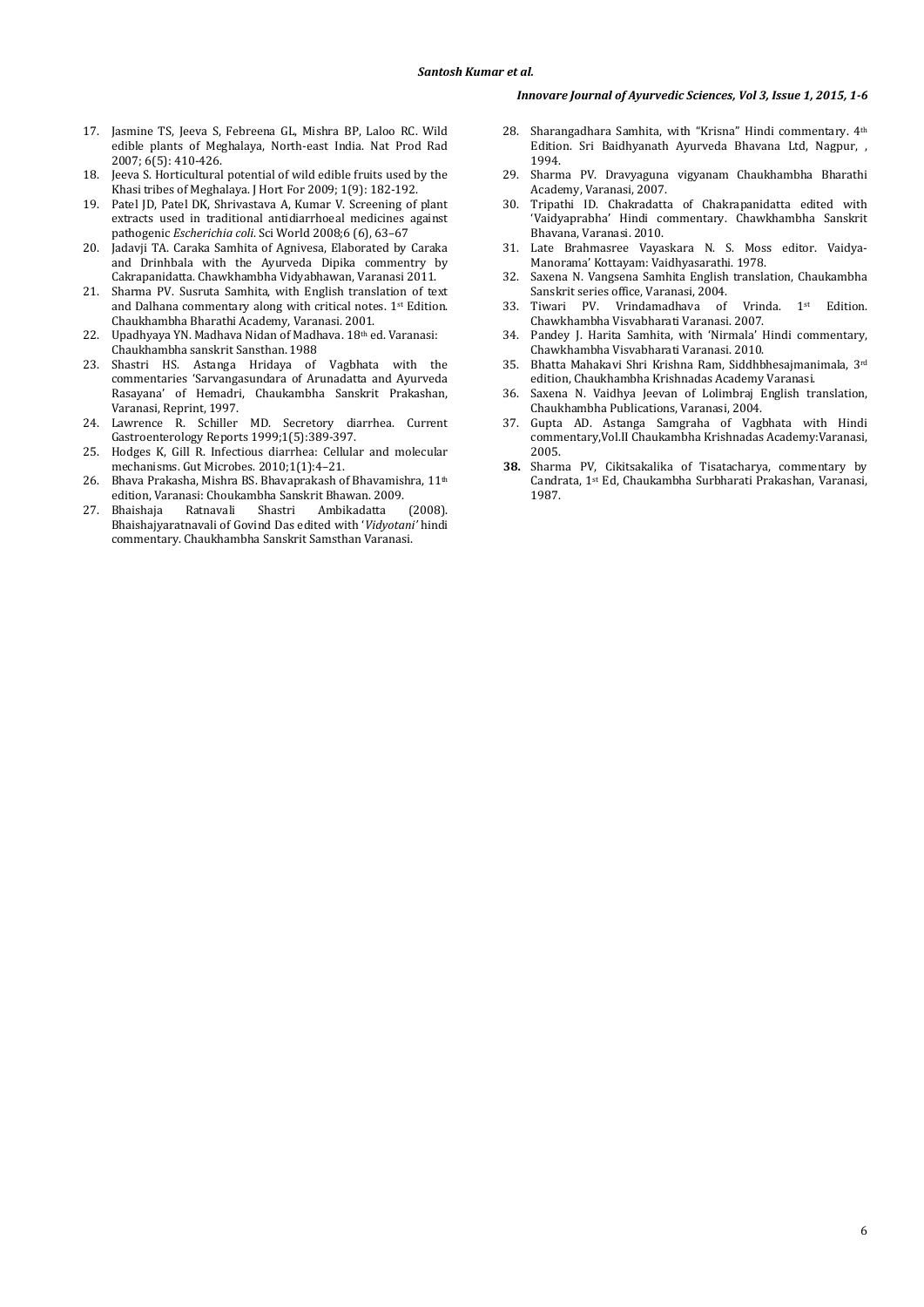17. Jasmine TS, Jeeva S, Febreena GL, Mishra BP, Laloo RC. Wild edible plants of Meghalaya, North-east India. Nat Prod Rad 2007; 6(5): 410-426.
18. Jeeva S. Horticultural potential of wild edible fruits used by the Khasi tribes of Meghalaya. J Hort For 2009; 1(9): 182-192.
19. Patel JD, Patel DK, Shrivastava A, Kumar V. Screening of plant extracts used in traditional antidiarrhoeal medicines against pathogenic *Escherichia coli*. Sci World 2008;6 (6), 63–67
20. Jadavji TA. Caraka Samhita of Agnivesa, Elaborated by Caraka and Drinhbala with the Ayurveda Dipika commentry by Cakrapanidatta. Chawkhambha Vidyabhawan, Varanasi 2011.
21. Sharma PV. Susruta Samhita, with English translation of text and Dalhana commentary along with critical notes. 1st Edition. Chaukhambha Bharathi Academy, Varanasi. 2001.
22. Upadhyaya YN. Madhava Nidan of Madhava. 18th ed. Varanasi: Chaukhambha sanskrit Sansthan. 1988
23. Shastri HS. Astanga Hridaya of Vagbhata with the commentaries 'Sarvangasundara of Arunadatta and Ayurveda Rasayana' of Hemadri, Chaukambha Sanskrit Prakashan, Varanasi, Reprint, 1997.
24. Lawrence R. Schiller MD. Secretory diarrhea. Current Gastroenterology Reports 1999;1(5):389-397.
25. Hodges K, Gill R. Infectious diarrhea: Cellular and molecular mechanisms. Gut Microbes. 2010;1(1):4–21.
26. Bhava Prakasha, Mishra BS. Bhavaprakash of Bhavamishra, 11th edition, Varanasi: Choukambha Sanskrit Bhawan. 2009.
27. Bhaishaja Ratnavali Shastri Ambikadatta (2008). Bhaishajyaratnavali of Govind Das edited with '*Vidyotani'* hindi commentary. Chaukhambha Sanskrit Samsthan Varanasi.
28. Sharangadhara Samhita, with "Krisna" Hindi commentary. 4th Edition. Sri Baidhyanath Ayurveda Bhavana Ltd, Nagpur, , 1994.
29. Sharma PV. Dravyaguna vigyanam Chaukhambha Bharathi Academy, Varanasi, 2007.
30. Tripathi ID. Chakradatta of Chakrapanidatta edited with 'Vaidyaprabha' Hindi commentary. Chawkhambha Sanskrit Bhavana, Varanasi. 2010.
31. Late Brahmasree Vayaskara N. S. Moss editor. Vaidya-Manorama' Kottayam: Vaidhyasarathi. 1978.
32. Saxena N. Vangsena Samhita English translation, Chaukambha Sanskrit series office, Varanasi, 2004.
33. Tiwari PV. Vrindamadhava of Vrinda. 1st Edition. Chawkhambha Visvabharati Varanasi. 2007.
34. Pandey J. Harita Samhita, with 'Nirmala' Hindi commentary, Chawkhambha Visvabharati Varanasi. 2010.
35. Bhatta Mahakavi Shri Krishna Ram, Siddhbhesajmanimala, 3rd edition, Chaukhambha Krishnadas Academy Varanasi.
36. Saxena N. Vaidhya Jeevan of Lolimbraj English translation, Chaukhambha Publications, Varanasi, 2004.
37. Gupta AD. Astanga Samgraha of Vagbhata with Hindi commentary,Vol.II Chaukambha Krishnadas Academy:Varanasi, 2005.
38. Sharma PV, Cikitsakalika of Tisatacharya, commentary by Candrata, 1st Ed, Chaukambha Surbharati Prakashan, Varanasi, 1987.